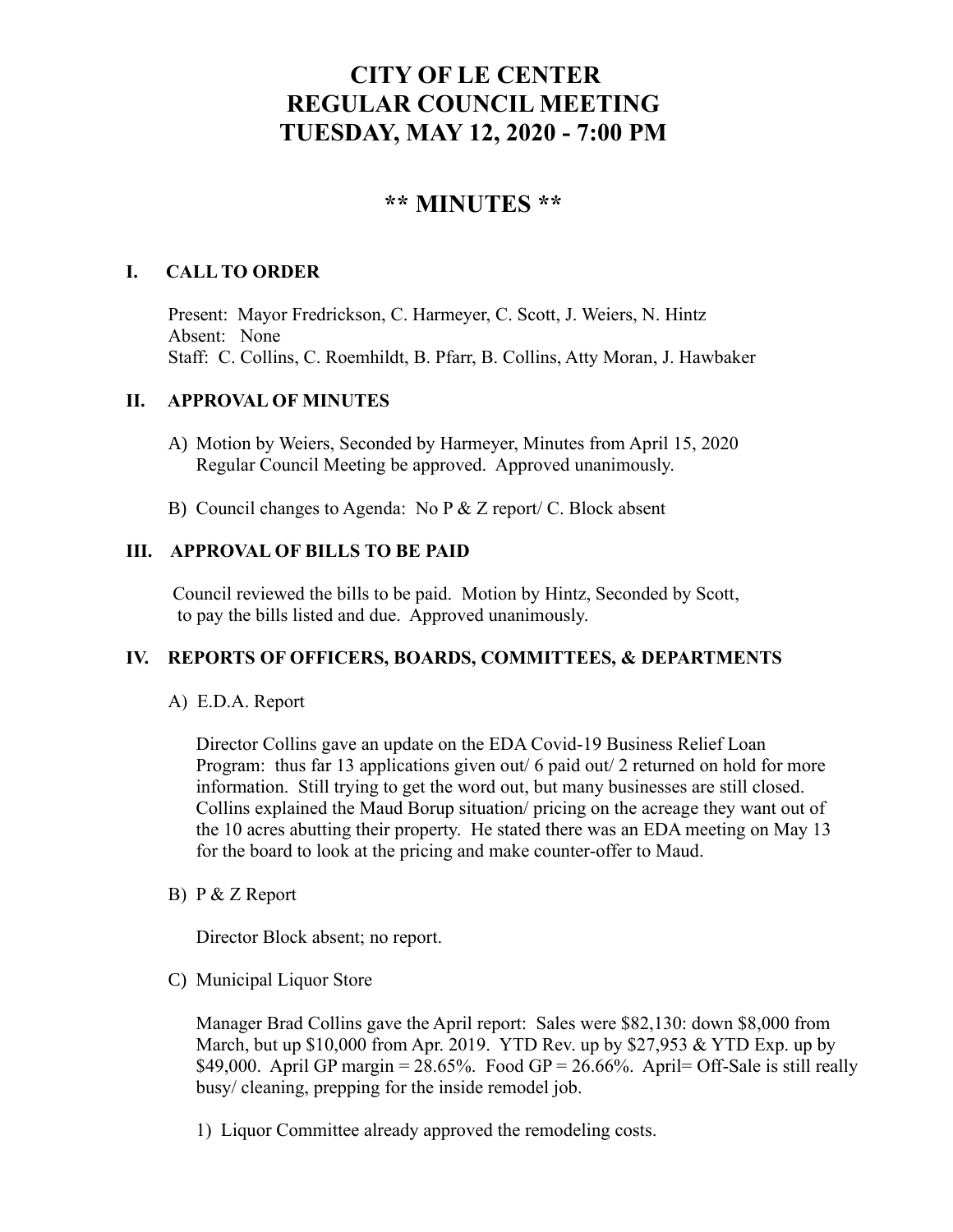# CITY OF LE CENTER
# REGULAR COUNCIL MEETING
# TUESDAY, MAY 12, 2020 - 7:00 PM

## ** MINUTES **

### I. CALL TO ORDER

Present: Mayor Fredrickson, C. Harmeyer, C. Scott, J. Weiers, N. Hintz
Absent: None
Staff: C. Collins, C. Roemhildt, B. Pfarr, B. Collins, Atty Moran, J. Hawbaker

### II. APPROVAL OF MINUTES

A) Motion by Weiers, Seconded by Harmeyer, Minutes from April 15, 2020 Regular Council Meeting be approved. Approved unanimously.

B) Council changes to Agenda: No P & Z report/ C. Block absent

### III. APPROVAL OF BILLS TO BE PAID

Council reviewed the bills to be paid. Motion by Hintz, Seconded by Scott, to pay the bills listed and due. Approved unanimously.

### IV. REPORTS OF OFFICERS, BOARDS, COMMITTEES, & DEPARTMENTS

A) E.D.A. Report

Director Collins gave an update on the EDA Covid-19 Business Relief Loan Program: thus far 13 applications given out/ 6 paid out/ 2 returned on hold for more information. Still trying to get the word out, but many businesses are still closed. Collins explained the Maud Borup situation/ pricing on the acreage they want out of the 10 acres abutting their property. He stated there was an EDA meeting on May 13 for the board to look at the pricing and make counter-offer to Maud.

B) P & Z Report

Director Block absent; no report.

C) Municipal Liquor Store

Manager Brad Collins gave the April report: Sales were $82,130: down $8,000 from March, but up $10,000 from Apr. 2019. YTD Rev. up by $27,953 & YTD Exp. up by $49,000. April GP margin = 28.65%. Food GP = 26.66%. April= Off-Sale is still really busy/ cleaning, prepping for the inside remodel job.

1) Liquor Committee already approved the remodeling costs.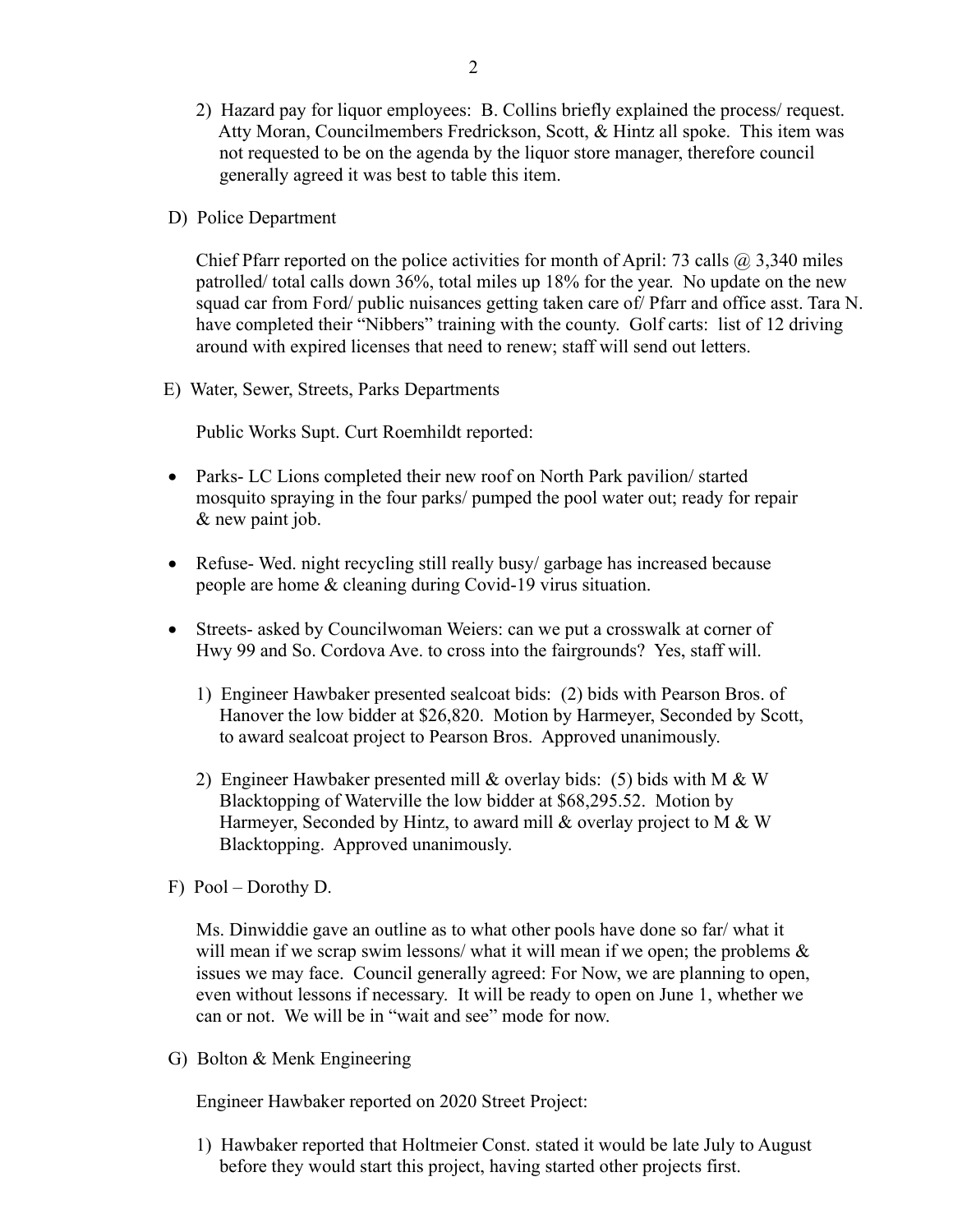2) Hazard pay for liquor employees: B. Collins briefly explained the process/ request. Atty Moran, Councilmembers Fredrickson, Scott, & Hintz all spoke. This item was not requested to be on the agenda by the liquor store manager, therefore council generally agreed it was best to table this item.

D) Police Department

Chief Pfarr reported on the police activities for month of April: 73 calls @ 3,340 miles patrolled/ total calls down 36%, total miles up 18% for the year. No update on the new squad car from Ford/ public nuisances getting taken care of/ Pfarr and office asst. Tara N. have completed their "Nibbers" training with the county. Golf carts: list of 12 driving around with expired licenses that need to renew; staff will send out letters.

E) Water, Sewer, Streets, Parks Departments

Public Works Supt. Curt Roemhildt reported:

- Parks- LC Lions completed their new roof on North Park pavilion/ started mosquito spraying in the four parks/ pumped the pool water out; ready for repair & new paint job.

- Refuse- Wed. night recycling still really busy/ garbage has increased because people are home & cleaning during Covid-19 virus situation.

- Streets- asked by Councilwoman Weiers: can we put a crosswalk at corner of Hwy 99 and So. Cordova Ave. to cross into the fairgrounds? Yes, staff will.

  1) Engineer Hawbaker presented sealcoat bids: (2) bids with Pearson Bros. of Hanover the low bidder at $26,820. Motion by Harmeyer, Seconded by Scott, to award sealcoat project to Pearson Bros. Approved unanimously.

  2) Engineer Hawbaker presented mill & overlay bids: (5) bids with M & W Blacktopping of Waterville the low bidder at $68,295.52. Motion by Harmeyer, Seconded by Hintz, to award mill & overlay project to M & W Blacktopping. Approved unanimously.

F) Pool – Dorothy D.

Ms. Dinwiddie gave an outline as to what other pools have done so far/ what it will mean if we scrap swim lessons/ what it will mean if we open; the problems & issues we may face. Council generally agreed: For Now, we are planning to open, even without lessons if necessary. It will be ready to open on June 1, whether we can or not. We will be in "wait and see" mode for now.

G) Bolton & Menk Engineering

Engineer Hawbaker reported on 2020 Street Project:

1) Hawbaker reported that Holtmeier Const. stated it would be late July to August before they would start this project, having started other projects first.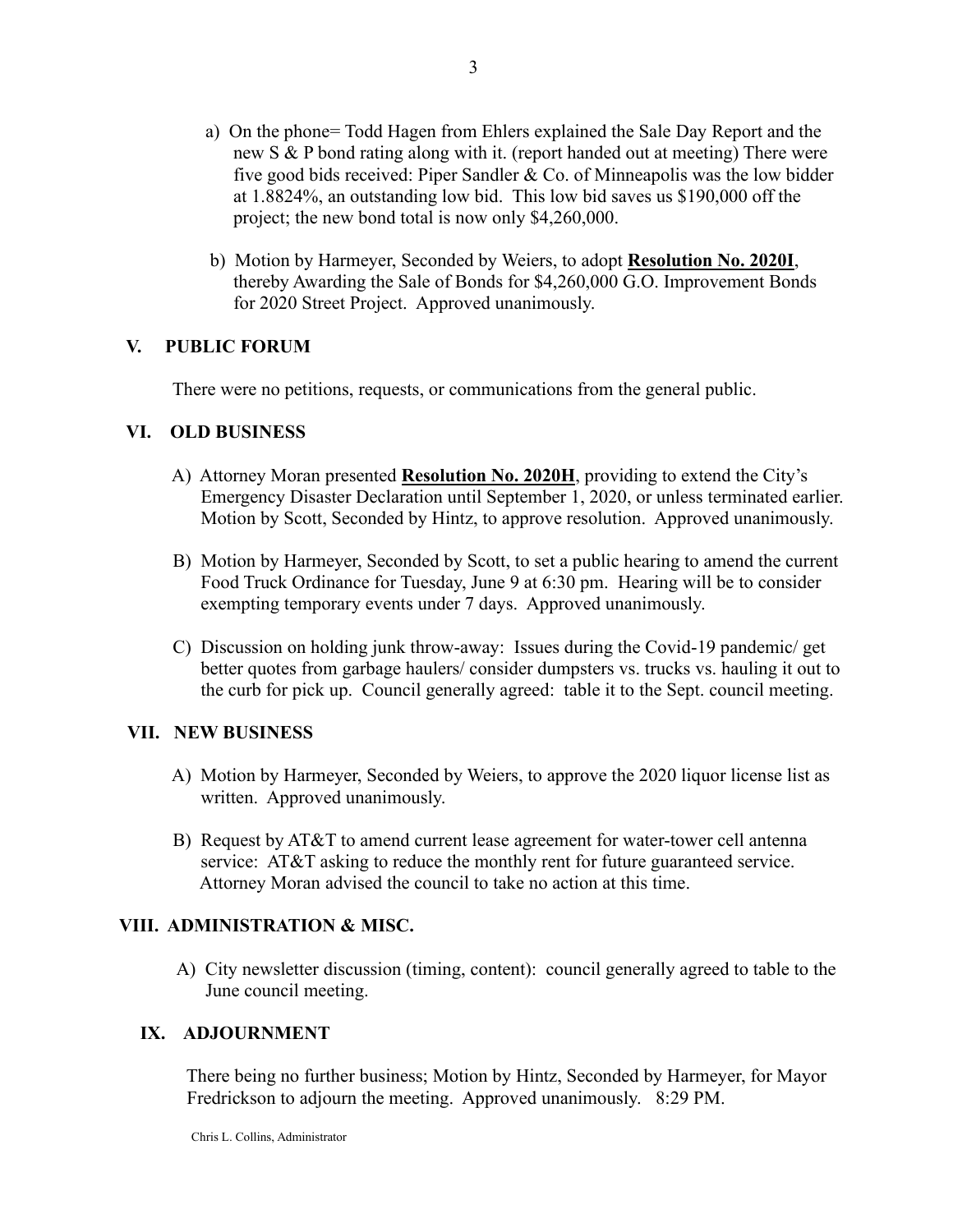a) On the phone= Todd Hagen from Ehlers explained the Sale Day Report and the new S & P bond rating along with it. (report handed out at meeting) There were five good bids received: Piper Sandler & Co. of Minneapolis was the low bidder at 1.8824%, an outstanding low bid. This low bid saves us $190,000 off the project; the new bond total is now only $4,260,000.

b) Motion by Harmeyer, Seconded by Weiers, to adopt **Resolution No. 2020I**, thereby Awarding the Sale of Bonds for $4,260,000 G.O. Improvement Bonds for 2020 Street Project. Approved unanimously.

## V. PUBLIC FORUM

There were no petitions, requests, or communications from the general public.

## VI. OLD BUSINESS

A) Attorney Moran presented **Resolution No. 2020H**, providing to extend the City's Emergency Disaster Declaration until September 1, 2020, or unless terminated earlier. Motion by Scott, Seconded by Hintz, to approve resolution. Approved unanimously.

B) Motion by Harmeyer, Seconded by Scott, to set a public hearing to amend the current Food Truck Ordinance for Tuesday, June 9 at 6:30 pm. Hearing will be to consider exempting temporary events under 7 days. Approved unanimously.

C) Discussion on holding junk throw-away: Issues during the Covid-19 pandemic/ get better quotes from garbage haulers/ consider dumpsters vs. trucks vs. hauling it out to the curb for pick up. Council generally agreed: table it to the Sept. council meeting.

## VII. NEW BUSINESS

A) Motion by Harmeyer, Seconded by Weiers, to approve the 2020 liquor license list as written. Approved unanimously.

B) Request by AT&T to amend current lease agreement for water-tower cell antenna service: AT&T asking to reduce the monthly rent for future guaranteed service. Attorney Moran advised the council to take no action at this time.

## VIII. ADMINISTRATION & MISC.

A) City newsletter discussion (timing, content): council generally agreed to table to the June council meeting.

## IX. ADJOURNMENT

There being no further business; Motion by Hintz, Seconded by Harmeyer, for Mayor Fredrickson to adjourn the meeting. Approved unanimously. 8:29 PM.

Chris L. Collins, Administrator